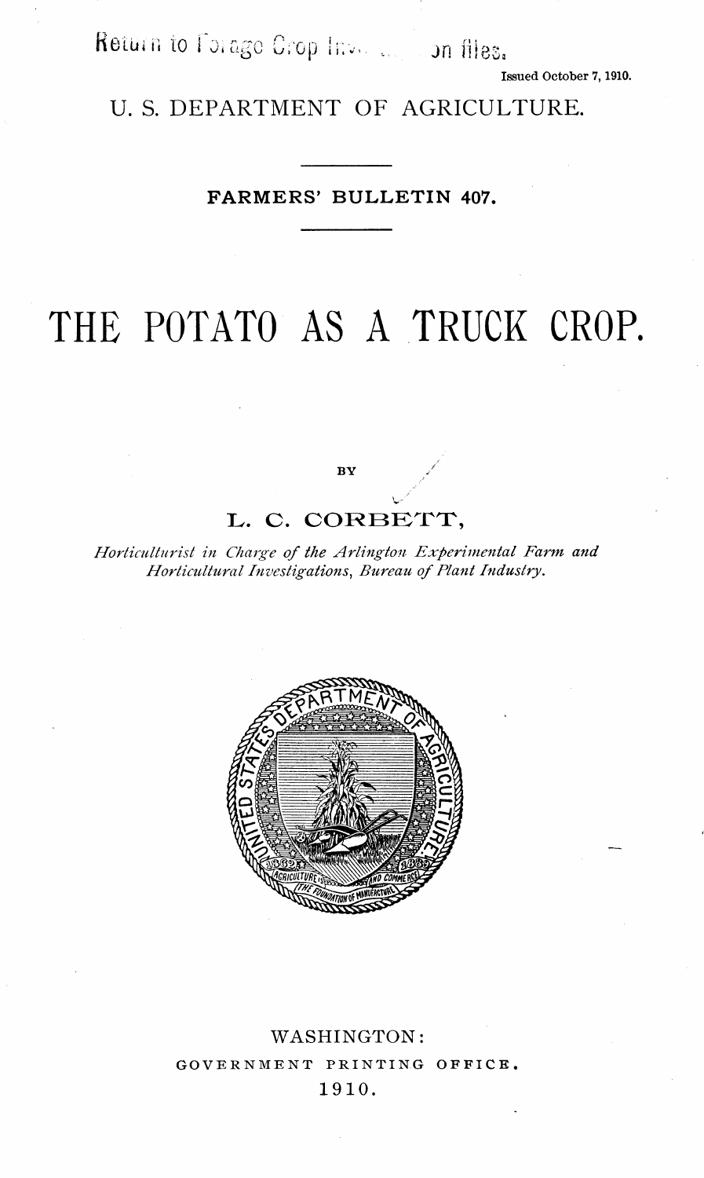Return to Forage Crop In... on files.

Issued October 7, 1910.

U. S. DEPARTMENT OF AGRICULTURE.

FARMERS' BULLETIN 407.

# THE POTATO AS A TRUCK CROP.

BY

L. C. CORBETT,

*Horticulturist in Charge of the Arlington Experimental Farm and Horticultural Investigations, Bureau of Plant Industry.*

WASHINGTON:
GOVERNMENT PRINTING OFFICE.
1910.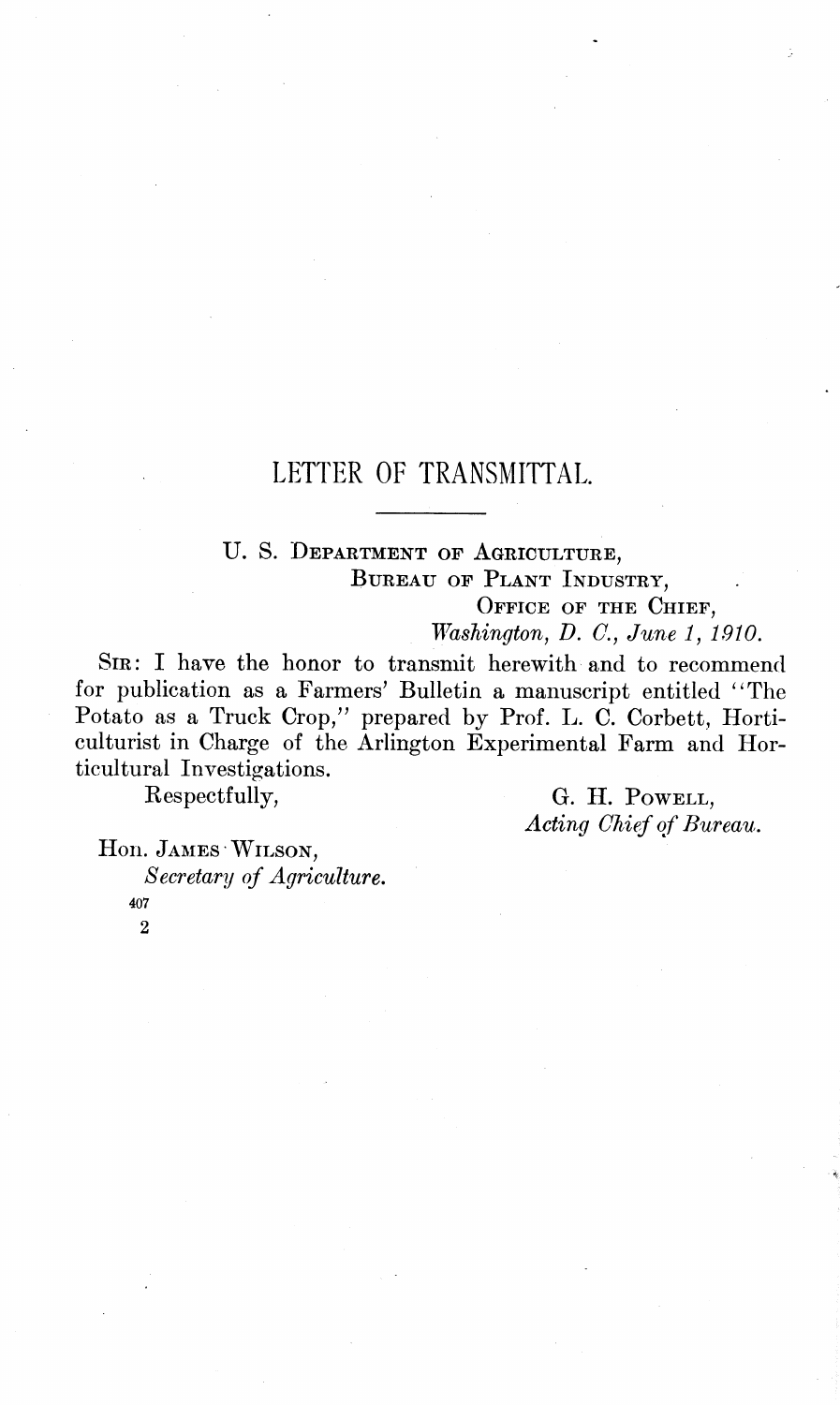# LETTER OF TRANSMITTAL.

U. S. Department of Agriculture,
Bureau of Plant Industry,
Office of the Chief,
*Washington, D. C., June 1, 1910.*

Sir: I have the honor to transmit herewith and to recommend for publication as a Farmers' Bulletin a manuscript entitled "The Potato as a Truck Crop," prepared by Prof. L. C. Corbett, Horticulturist in Charge of the Arlington Experimental Farm and Horticultural Investigations.

Respectfully,

G. H. Powell,
*Acting Chief of Bureau.*

Hon. James Wilson,
*Secretary of Agriculture.*

407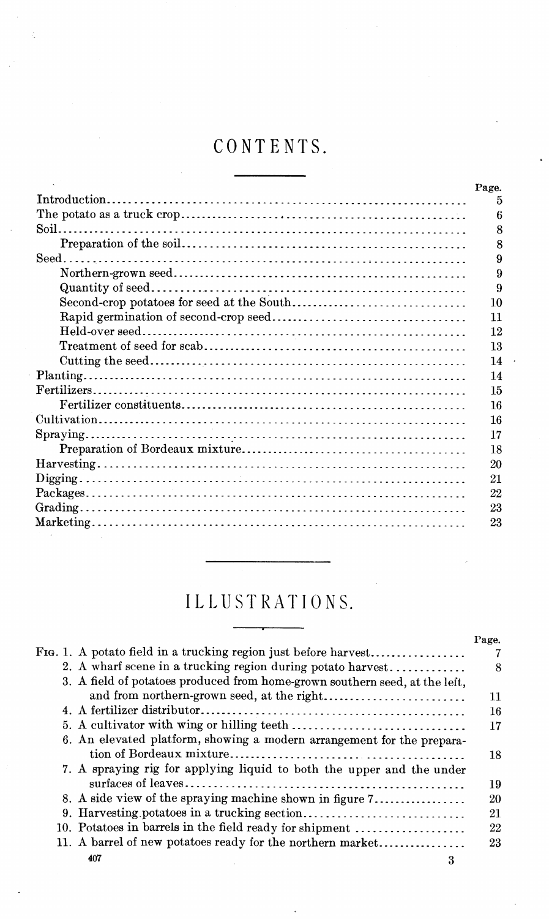# CONTENTS.

| | Page. |
|---|---|
| Introduction | 5 |
| The potato as a truck crop | 6 |
| Soil | 8 |
| Preparation of the soil | 8 |
| Seed | 9 |
| Northern-grown seed | 9 |
| Quantity of seed | 9 |
| Second-crop potatoes for seed at the South | 10 |
| Rapid germination of second-crop seed | 11 |
| Held-over seed | 12 |
| Treatment of seed for scab | 13 |
| Cutting the seed | 14 |
| Planting | 14 |
| Fertilizers | 15 |
| Fertilizer constituents | 16 |
| Cultivation | 16 |
| Spraying | 17 |
| Preparation of Bordeaux mixture | 18 |
| Harvesting | 20 |
| Digging | 21 |
| Packages | 22 |
| Grading | 23 |
| Marketing | 23 |

# ILLUSTRATIONS.

| | Page. |
|---|---|
| FIG. 1. A potato field in a trucking region just before harvest | 7 |
| 2. A wharf scene in a trucking region during potato harvest | 8 |
| 3. A field of potatoes produced from home-grown southern seed, at the left, and from northern-grown seed, at the right | 11 |
| 4. A fertilizer distributor | 16 |
| 5. A cultivator with wing or hilling teeth | 17 |
| 6. An elevated platform, showing a modern arrangement for the preparation of Bordeaux mixture | 18 |
| 7. A spraying rig for applying liquid to both the upper and the under surfaces of leaves | 19 |
| 8. A side view of the spraying machine shown in figure 7 | 20 |
| 9. Harvesting potatoes in a trucking section | 21 |
| 10. Potatoes in barrels in the field ready for shipment | 22 |
| 11. A barrel of new potatoes ready for the northern market | 23 |

407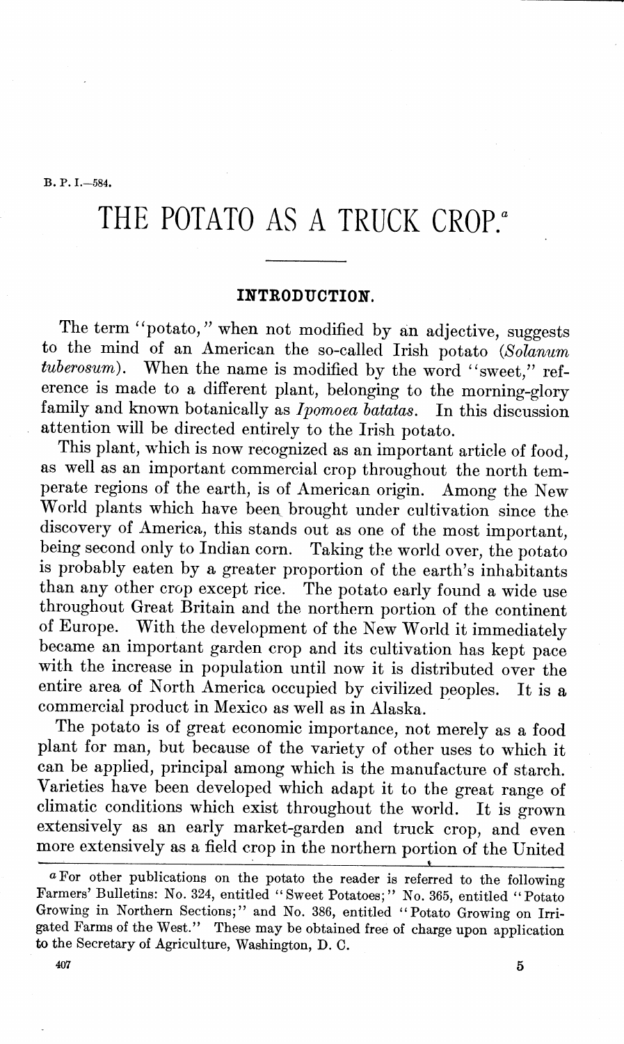B. P. I.—584.

# THE POTATO AS A TRUCK CROP.[a]

## INTRODUCTION.

The term "potato," when not modified by an adjective, suggests to the mind of an American the so-called Irish potato (*Solanum tuberosum*). When the name is modified by the word "sweet," reference is made to a different plant, belonging to the morning-glory family and known botanically as *Ipomoea batatas*. In this discussion attention will be directed entirely to the Irish potato.

This plant, which is now recognized as an important article of food, as well as an important commercial crop throughout the north temperate regions of the earth, is of American origin. Among the New World plants which have been brought under cultivation since the discovery of America, this stands out as one of the most important, being second only to Indian corn. Taking the world over, the potato is probably eaten by a greater proportion of the earth's inhabitants than any other crop except rice. The potato early found a wide use throughout Great Britain and the northern portion of the continent of Europe. With the development of the New World it immediately became an important garden crop and its cultivation has kept pace with the increase in population until now it is distributed over the entire area of North America occupied by civilized peoples. It is a commercial product in Mexico as well as in Alaska.

The potato is of great economic importance, not merely as a food plant for man, but because of the variety of other uses to which it can be applied, principal among which is the manufacture of starch. Varieties have been developed which adapt it to the great range of climatic conditions which exist throughout the world. It is grown extensively as an early market-garden and truck crop, and even more extensively as a field crop in the northern portion of the United

[a] For other publications on the potato the reader is referred to the following Farmers' Bulletins: No. 324, entitled "Sweet Potatoes;" No. 365, entitled "Potato Growing in Northern Sections;" and No. 386, entitled "Potato Growing on Irrigated Farms of the West." These may be obtained free of charge upon application to the Secretary of Agriculture, Washington, D. C.

407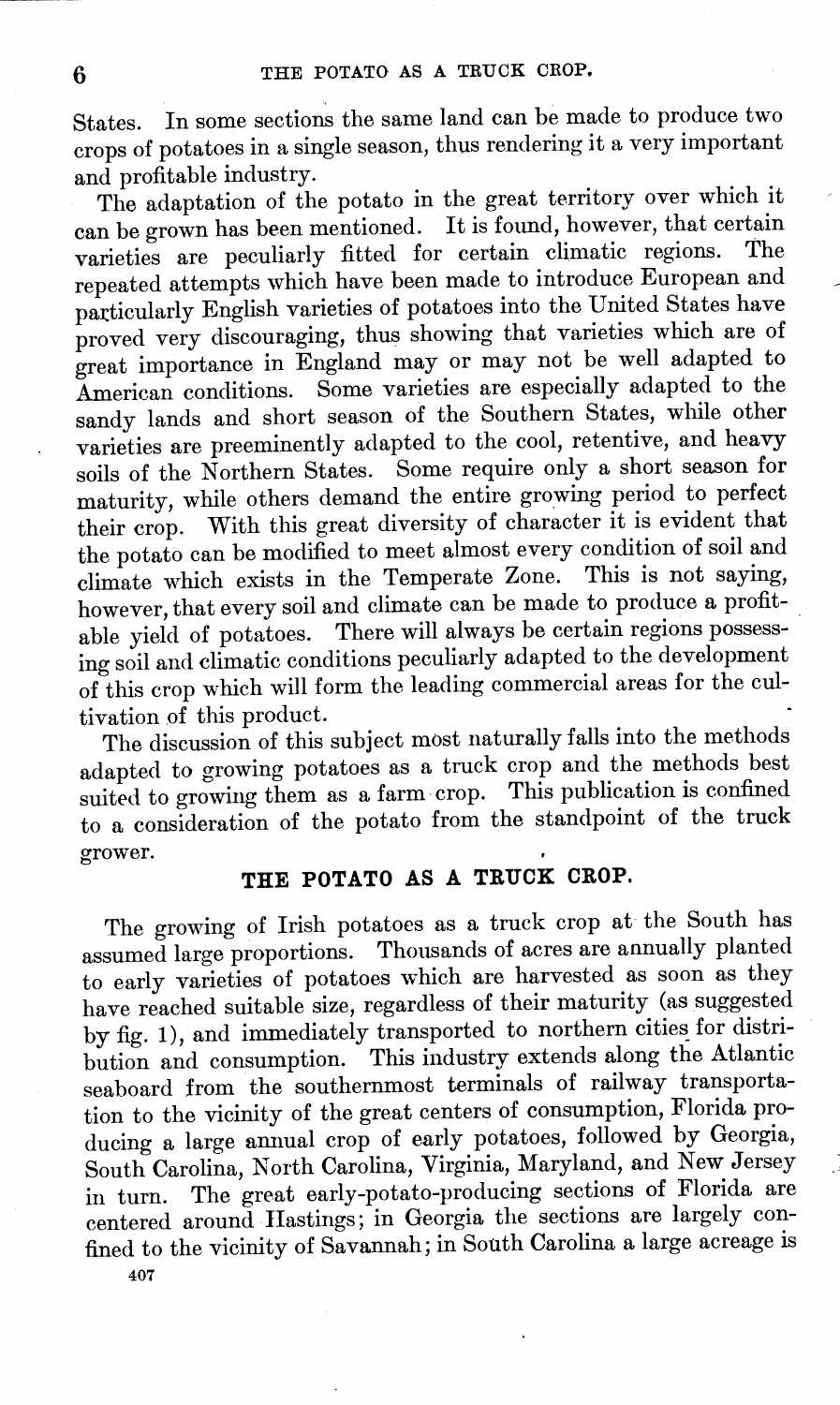States. In some sections the same land can be made to produce two crops of potatoes in a single season, thus rendering it a very important and profitable industry.

The adaptation of the potato in the great territory over which it can be grown has been mentioned. It is found, however, that certain varieties are peculiarly fitted for certain climatic regions. The repeated attempts which have been made to introduce European and particularly English varieties of potatoes into the United States have proved very discouraging, thus showing that varieties which are of great importance in England may or may not be well adapted to American conditions. Some varieties are especially adapted to the sandy lands and short season of the Southern States, while other varieties are preeminently adapted to the cool, retentive, and heavy soils of the Northern States. Some require only a short season for maturity, while others demand the entire growing period to perfect their crop. With this great diversity of character it is evident that the potato can be modified to meet almost every condition of soil and climate which exists in the Temperate Zone. This is not saying, however, that every soil and climate can be made to produce a profitable yield of potatoes. There will always be certain regions possessing soil and climatic conditions peculiarly adapted to the development of this crop which will form the leading commercial areas for the cultivation of this product.

The discussion of this subject most naturally falls into the methods adapted to growing potatoes as a truck crop and the methods best suited to growing them as a farm crop. This publication is confined to a consideration of the potato from the standpoint of the truck grower.

## THE POTATO AS A TRUCK CROP.

The growing of Irish potatoes as a truck crop at the South has assumed large proportions. Thousands of acres are annually planted to early varieties of potatoes which are harvested as soon as they have reached suitable size, regardless of their maturity (as suggested by fig. 1), and immediately transported to northern cities for distribution and consumption. This industry extends along the Atlantic seaboard from the southernmost terminals of railway transportation to the vicinity of the great centers of consumption, Florida producing a large annual crop of early potatoes, followed by Georgia, South Carolina, North Carolina, Virginia, Maryland, and New Jersey in turn. The great early-potato-producing sections of Florida are centered around Hastings; in Georgia the sections are largely confined to the vicinity of Savannah; in South Carolina a large acreage is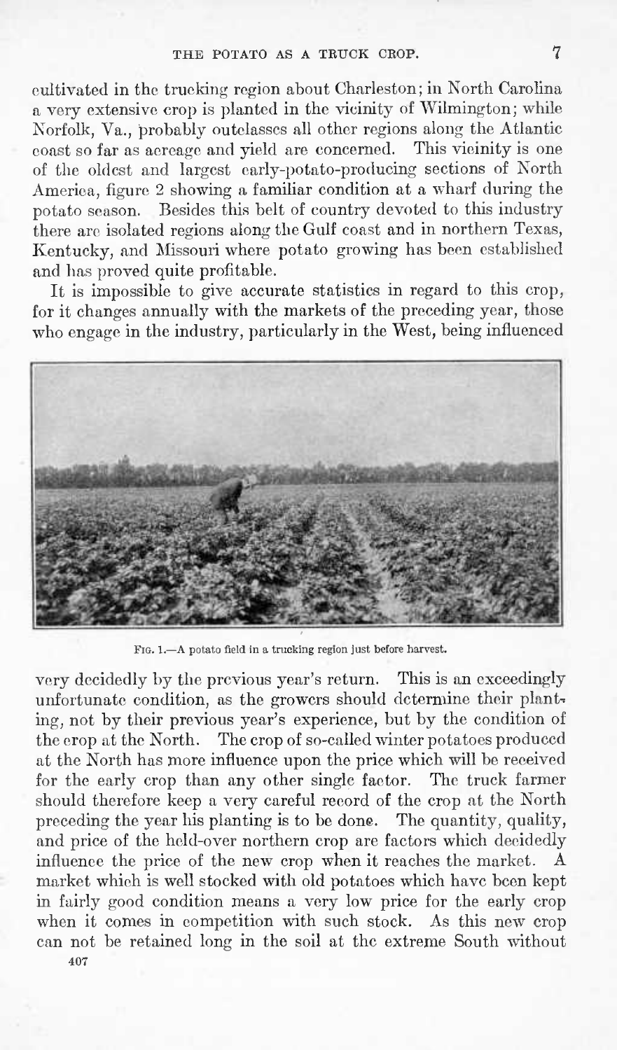cultivated in the trucking region about Charleston; in North Carolina a very extensive crop is planted in the vicinity of Wilmington; while Norfolk, Va., probably outclasses all other regions along the Atlantic coast so far as acreage and yield are concerned. This vicinity is one of the oldest and largest early-potato-producing sections of North America, figure 2 showing a familiar condition at a wharf during the potato season. Besides this belt of country devoted to this industry there are isolated regions along the Gulf coast and in northern Texas, Kentucky, and Missouri where potato growing has been established and has proved quite profitable.

It is impossible to give accurate statistics in regard to this crop, for it changes annually with the markets of the preceding year, those who engage in the industry, particularly in the West, being influenced

FIG. 1.—A potato field in a trucking region just before harvest.

very decidedly by the previous year's return. This is an exceedingly unfortunate condition, as the growers should determine their planting, not by their previous year's experience, but by the condition of the crop at the North. The crop of so-called winter potatoes produced at the North has more influence upon the price which will be received for the early crop than any other single factor. The truck farmer should therefore keep a very careful record of the crop at the North preceding the year his planting is to be done. The quantity, quality, and price of the held-over northern crop are factors which decidedly influence the price of the new crop when it reaches the market. A market which is well stocked with old potatoes which have been kept in fairly good condition means a very low price for the early crop when it comes in competition with such stock. As this new crop can not be retained long in the soil at the extreme South without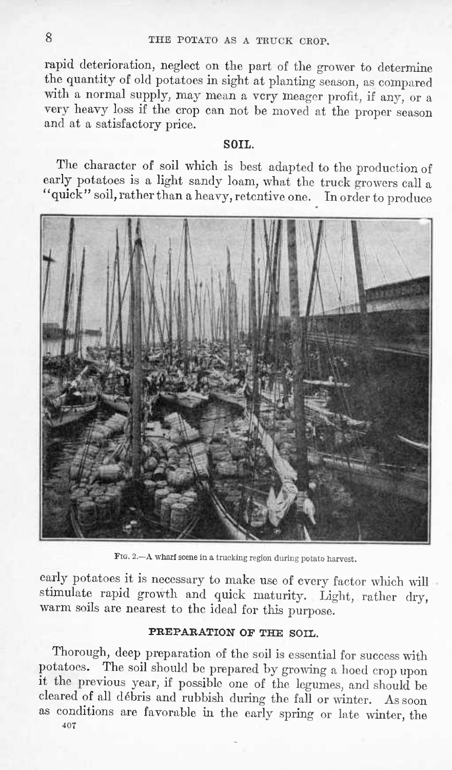rapid deterioration, neglect on the part of the grower to determine the quantity of old potatoes in sight at planting season, as compared with a normal supply, may mean a very meager profit, if any, or a very heavy loss if the crop can not be moved at the proper season and at a satisfactory price.

## SOIL.

The character of soil which is best adapted to the production of early potatoes is a light sandy loam, what the truck growers call a "quick" soil, rather than a heavy, retentive one. In order to produce early potatoes it is necessary to make use of every factor which will stimulate rapid growth and quick maturity. Light, rather dry, warm soils are nearest to the ideal for this purpose.

Fig. 2.—A wharf scene in a trucking region during potato harvest.

### PREPARATION OF THE SOIL.

Thorough, deep preparation of the soil is essential for success with potatoes. The soil should be prepared by growing a hoed crop upon it the previous year, if possible one of the legumes, and should be cleared of all débris and rubbish during the fall or winter. As soon as conditions are favorable in the early spring or late winter, the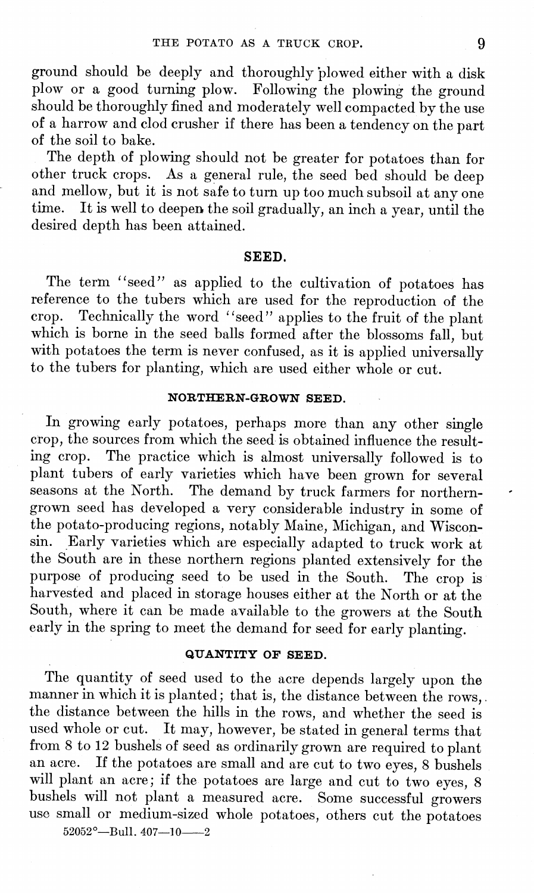ground should be deeply and thoroughly plowed either with a disk plow or a good turning plow. Following the plowing the ground should be thoroughly fined and moderately well compacted by the use of a harrow and clod crusher if there has been a tendency on the part of the soil to bake.

The depth of plowing should not be greater for potatoes than for other truck crops. As a general rule, the seed bed should be deep and mellow, but it is not safe to turn up too much subsoil at any one time. It is well to deepen the soil gradually, an inch a year, until the desired depth has been attained.

## SEED.

The term "seed" as applied to the cultivation of potatoes has reference to the tubers which are used for the reproduction of the crop. Technically the word "seed" applies to the fruit of the plant which is borne in the seed balls formed after the blossoms fall, but with potatoes the term is never confused, as it is applied universally to the tubers for planting, which are used either whole or cut.

### NORTHERN-GROWN SEED.

In growing early potatoes, perhaps more than any other single crop, the sources from which the seed is obtained influence the resulting crop. The practice which is almost universally followed is to plant tubers of early varieties which have been grown for several seasons at the North. The demand by truck farmers for northern-grown seed has developed a very considerable industry in some of the potato-producing regions, notably Maine, Michigan, and Wisconsin. Early varieties which are especially adapted to truck work at the South are in these northern regions planted extensively for the purpose of producing seed to be used in the South. The crop is harvested and placed in storage houses either at the North or at the South, where it can be made available to the growers at the South early in the spring to meet the demand for seed for early planting.

### QUANTITY OF SEED.

The quantity of seed used to the acre depends largely upon the manner in which it is planted; that is, the distance between the rows, the distance between the hills in the rows, and whether the seed is used whole or cut. It may, however, be stated in general terms that from 8 to 12 bushels of seed as ordinarily grown are required to plant an acre. If the potatoes are small and are cut to two eyes, 8 bushels will plant an acre; if the potatoes are large and cut to two eyes, 8 bushels will not plant a measured acre. Some successful growers use small or medium-sized whole potatoes, others cut the potatoes

52052°—Bull. 407—10——2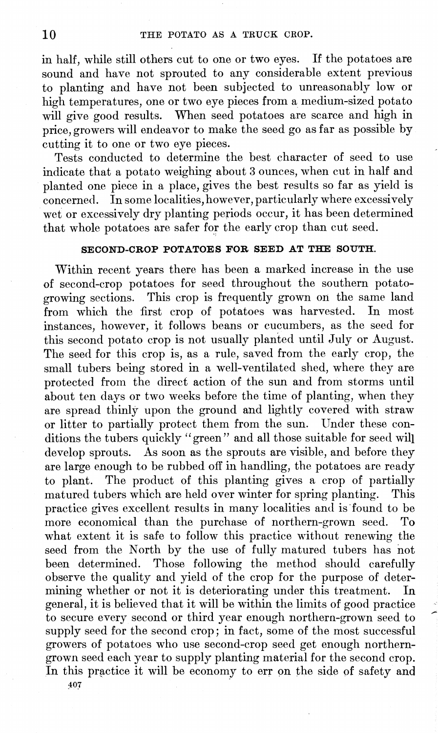in half, while still others cut to one or two eyes. If the potatoes are sound and have not sprouted to any considerable extent previous to planting and have not been subjected to unreasonably low or high temperatures, one or two eye pieces from a medium-sized potato will give good results. When seed potatoes are scarce and high in price, growers will endeavor to make the seed go as far as possible by cutting it to one or two eye pieces.

Tests conducted to determine the best character of seed to use indicate that a potato weighing about 3 ounces, when cut in half and planted one piece in a place, gives the best results so far as yield is concerned. In some localities, however, particularly where excessively wet or excessively dry planting periods occur, it has been determined that whole potatoes are safer for the early crop than cut seed.

## SECOND-CROP POTATOES FOR SEED AT THE SOUTH.

Within recent years there has been a marked increase in the use of second-crop potatoes for seed throughout the southern potato-growing sections. This crop is frequently grown on the same land from which the first crop of potatoes was harvested. In most instances, however, it follows beans or cucumbers, as the seed for this second potato crop is not usually planted until July or August. The seed for this crop is, as a rule, saved from the early crop, the small tubers being stored in a well-ventilated shed, where they are protected from the direct action of the sun and from storms until about ten days or two weeks before the time of planting, when they are spread thinly upon the ground and lightly covered with straw or litter to partially protect them from the sun. Under these conditions the tubers quickly "green" and all those suitable for seed will develop sprouts. As soon as the sprouts are visible, and before they are large enough to be rubbed off in handling, the potatoes are ready to plant. The product of this planting gives a crop of partially matured tubers which are held over winter for spring planting. This practice gives excellent results in many localities and is found to be more economical than the purchase of northern-grown seed. To what extent it is safe to follow this practice without renewing the seed from the North by the use of fully matured tubers has not been determined. Those following the method should carefully observe the quality and yield of the crop for the purpose of determining whether or not it is deteriorating under this treatment. In general, it is believed that it will be within the limits of good practice to secure every second or third year enough northern-grown seed to supply seed for the second crop; in fact, some of the most successful growers of potatoes who use second-crop seed get enough northern-grown seed each year to supply planting material for the second crop. In this practice it will be economy to err on the side of safety and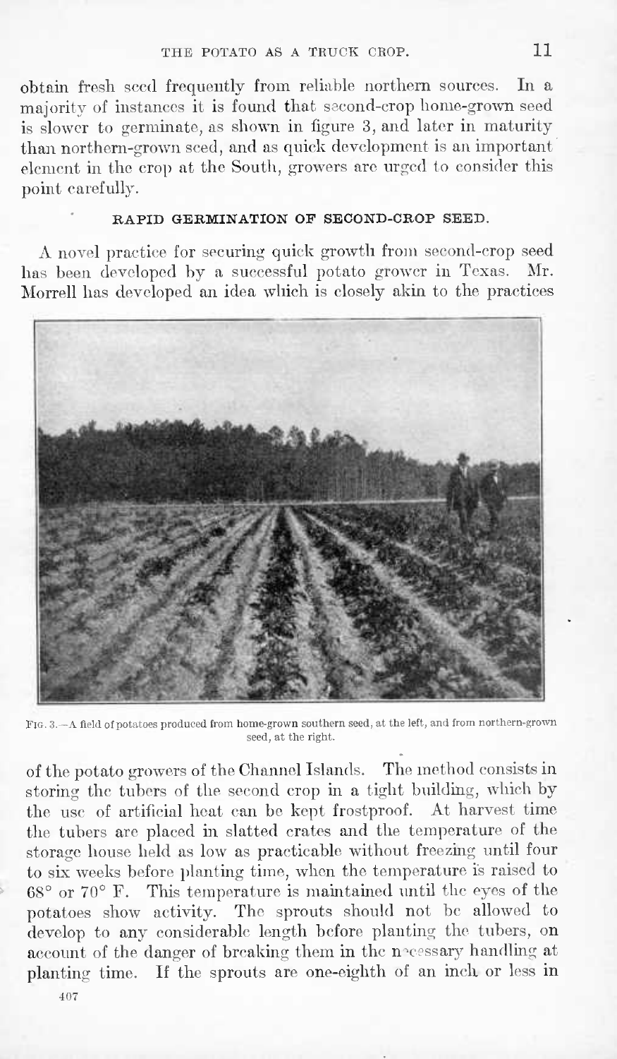obtain fresh seed frequently from reliable northern sources. In a majority of instances it is found that second-crop home-grown seed is slower to germinate, as shown in figure 3, and later in maturity than northern-grown seed, and as quick development is an important element in the crop at the South, growers are urged to consider this point carefully.

### RAPID GERMINATION OF SECOND-CROP SEED.

A novel practice for securing quick growth from second-crop seed has been developed by a successful potato grower in Texas. Mr. Morrell has developed an idea which is closely akin to the practices

FIG. 3.—A field of potatoes produced from home-grown southern seed, at the left, and from northern-grown seed, at the right.

of the potato growers of the Channel Islands. The method consists in storing the tubers of the second crop in a tight building, which by the use of artificial heat can be kept frostproof. At harvest time the tubers are placed in slatted crates and the temperature of the storage house held as low as practicable without freezing until four to six weeks before planting time, when the temperature is raised to 68° or 70° F. This temperature is maintained until the eyes of the potatoes show activity. The sprouts should not be allowed to develop to any considerable length before planting the tubers, on account of the danger of breaking them in the necessary handling at planting time. If the sprouts are one-eighth of an inch or less in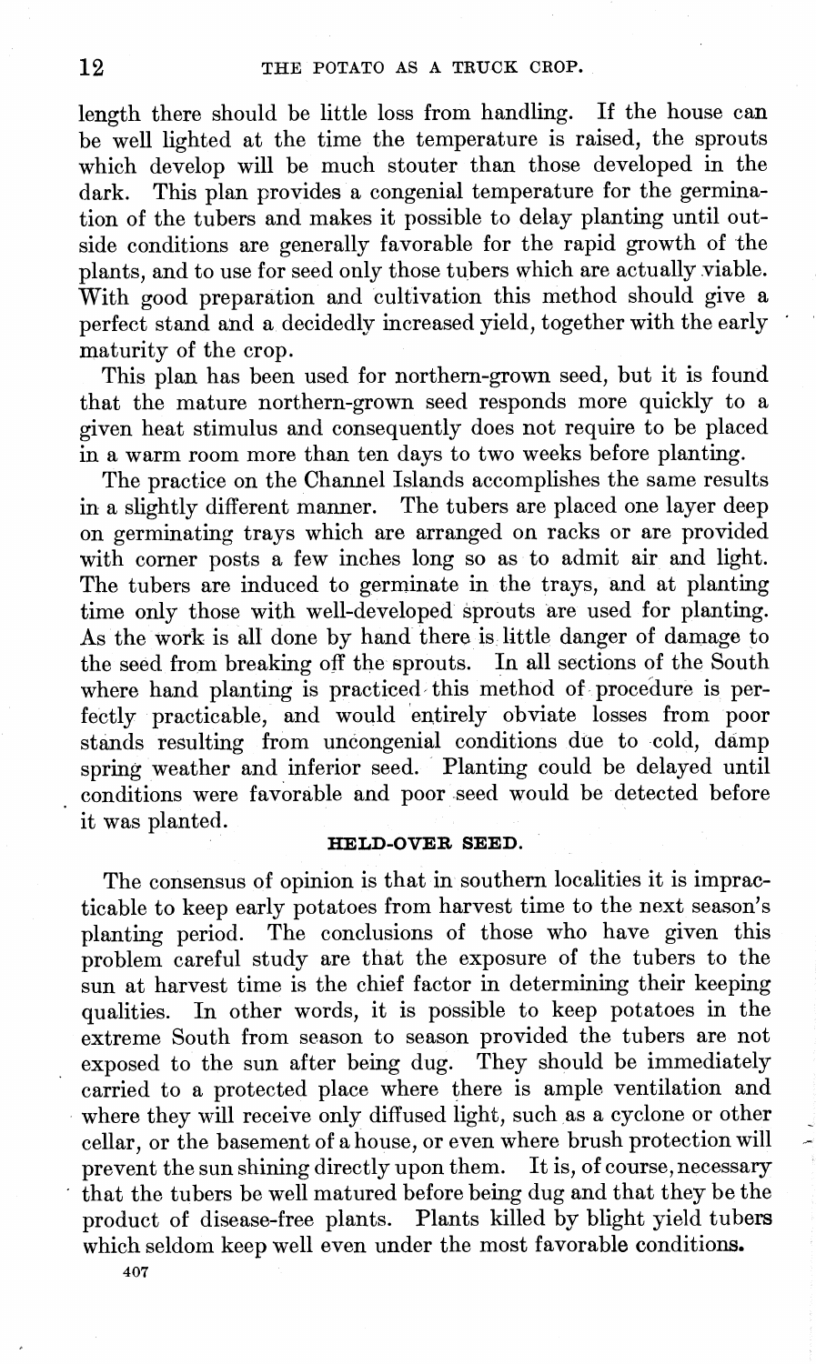length there should be little loss from handling. If the house can be well lighted at the time the temperature is raised, the sprouts which develop will be much stouter than those developed in the dark. This plan provides a congenial temperature for the germination of the tubers and makes it possible to delay planting until outside conditions are generally favorable for the rapid growth of the plants, and to use for seed only those tubers which are actually viable. With good preparation and cultivation this method should give a perfect stand and a decidedly increased yield, together with the early maturity of the crop.

This plan has been used for northern-grown seed, but it is found that the mature northern-grown seed responds more quickly to a given heat stimulus and consequently does not require to be placed in a warm room more than ten days to two weeks before planting.

The practice on the Channel Islands accomplishes the same results in a slightly different manner. The tubers are placed one layer deep on germinating trays which are arranged on racks or are provided with corner posts a few inches long so as to admit air and light. The tubers are induced to germinate in the trays, and at planting time only those with well-developed sprouts are used for planting. As the work is all done by hand there is little danger of damage to the seed from breaking off the sprouts. In all sections of the South where hand planting is practiced this method of procedure is perfectly practicable, and would entirely obviate losses from poor stands resulting from uncongenial conditions due to cold, damp spring weather and inferior seed. Planting could be delayed until conditions were favorable and poor seed would be detected before it was planted.

### HELD-OVER SEED.

The consensus of opinion is that in southern localities it is impracticable to keep early potatoes from harvest time to the next season's planting period. The conclusions of those who have given this problem careful study are that the exposure of the tubers to the sun at harvest time is the chief factor in determining their keeping qualities. In other words, it is possible to keep potatoes in the extreme South from season to season provided the tubers are not exposed to the sun after being dug. They should be immediately carried to a protected place where there is ample ventilation and where they will receive only diffused light, such as a cyclone or other cellar, or the basement of a house, or even where brush protection will prevent the sun shining directly upon them. It is, of course, necessary that the tubers be well matured before being dug and that they be the product of disease-free plants. Plants killed by blight yield tubers which seldom keep well even under the most favorable conditions.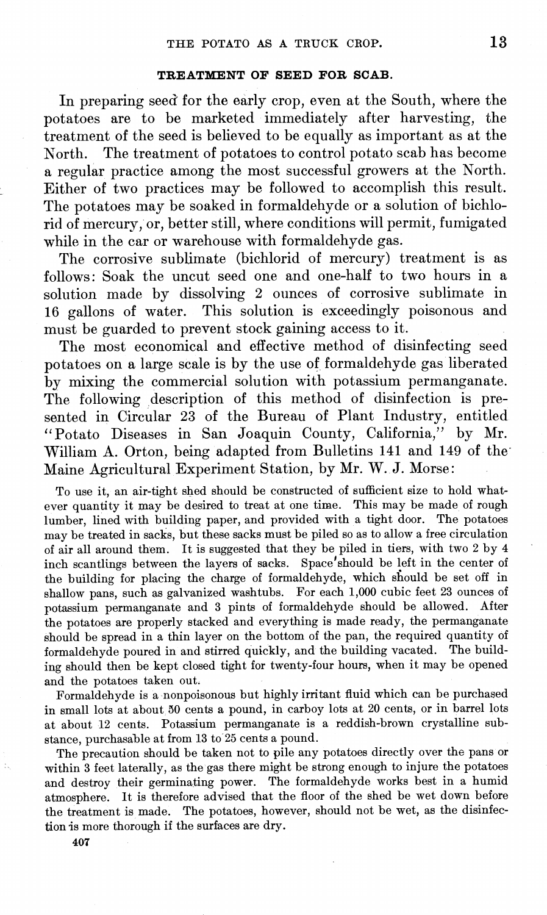## TREATMENT OF SEED FOR SCAB.

In preparing seed for the early crop, even at the South, where the potatoes are to be marketed immediately after harvesting, the treatment of the seed is believed to be equally as important as at the North. The treatment of potatoes to control potato scab has become a regular practice among the most successful growers at the North. Either of two practices may be followed to accomplish this result. The potatoes may be soaked in formaldehyde or a solution of bichlorid of mercury, or, better still, where conditions will permit, fumigated while in the car or warehouse with formaldehyde gas.

The corrosive sublimate (bichlorid of mercury) treatment is as follows: Soak the uncut seed one and one-half to two hours in a solution made by dissolving 2 ounces of corrosive sublimate in 16 gallons of water. This solution is exceedingly poisonous and must be guarded to prevent stock gaining access to it.

The most economical and effective method of disinfecting seed potatoes on a large scale is by the use of formaldehyde gas liberated by mixing the commercial solution with potassium permanganate. The following description of this method of disinfection is presented in Circular 23 of the Bureau of Plant Industry, entitled "Potato Diseases in San Joaquin County, California," by Mr. William A. Orton, being adapted from Bulletins 141 and 149 of the Maine Agricultural Experiment Station, by Mr. W. J. Morse:

> To use it, an air-tight shed should be constructed of sufficient size to hold whatever quantity it may be desired to treat at one time. This may be made of rough lumber, lined with building paper, and provided with a tight door. The potatoes may be treated in sacks, but these sacks must be piled so as to allow a free circulation of air all around them. It is suggested that they be piled in tiers, with two 2 by 4 inch scantlings between the layers of sacks. Space should be left in the center of the building for placing the charge of formaldehyde, which should be set off in shallow pans, such as galvanized washtubs. For each 1,000 cubic feet 23 ounces of potassium permanganate and 3 pints of formaldehyde should be allowed. After the potatoes are properly stacked and everything is made ready, the permanganate should be spread in a thin layer on the bottom of the pan, the required quantity of formaldehyde poured in and stirred quickly, and the building vacated. The building should then be kept closed tight for twenty-four hours, when it may be opened and the potatoes taken out.
>
> Formaldehyde is a nonpoisonous but highly irritant fluid which can be purchased in small lots at about 50 cents a pound, in carboy lots at 20 cents, or in barrel lots at about 12 cents. Potassium permanganate is a reddish-brown crystalline substance, purchasable at from 13 to 25 cents a pound.
>
> The precaution should be taken not to pile any potatoes directly over the pans or within 3 feet laterally, as the gas there might be strong enough to injure the potatoes and destroy their germinating power. The formaldehyde works best in a humid atmosphere. It is therefore advised that the floor of the shed be wet down before the treatment is made. The potatoes, however, should not be wet, as the disinfection is more thorough if the surfaces are dry.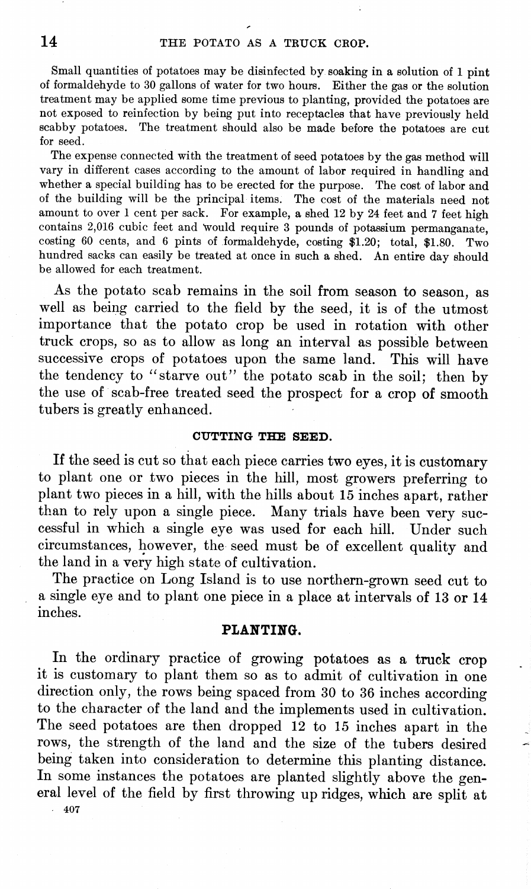Small quantities of potatoes may be disinfected by soaking in a solution of 1 pint of formaldehyde to 30 gallons of water for two hours. Either the gas or the solution treatment may be applied some time previous to planting, provided the potatoes are not exposed to reinfection by being put into receptacles that have previously held scabby potatoes. The treatment should also be made before the potatoes are cut for seed.

The expense connected with the treatment of seed potatoes by the gas method will vary in different cases according to the amount of labor required in handling and whether a special building has to be erected for the purpose. The cost of labor and of the building will be the principal items. The cost of the materials need not amount to over 1 cent per sack. For example, a shed 12 by 24 feet and 7 feet high contains 2,016 cubic feet and would require 3 pounds of potassium permanganate, costing 60 cents, and 6 pints of formaldehyde, costing $1.20; total, $1.80. Two hundred sacks can easily be treated at once in such a shed. An entire day should be allowed for each treatment.

As the potato scab remains in the soil from season to season, as well as being carried to the field by the seed, it is of the utmost importance that the potato crop be used in rotation with other truck crops, so as to allow as long an interval as possible between successive crops of potatoes upon the same land. This will have the tendency to "starve out" the potato scab in the soil; then by the use of scab-free treated seed the prospect for a crop of smooth tubers is greatly enhanced.

## CUTTING THE SEED.

If the seed is cut so that each piece carries two eyes, it is customary to plant one or two pieces in the hill, most growers preferring to plant two pieces in a hill, with the hills about 15 inches apart, rather than to rely upon a single piece. Many trials have been very successful in which a single eye was used for each hill. Under such circumstances, however, the seed must be of excellent quality and the land in a very high state of cultivation.

The practice on Long Island is to use northern-grown seed cut to a single eye and to plant one piece in a place at intervals of 13 or 14 inches.

## PLANTING.

In the ordinary practice of growing potatoes as a truck crop it is customary to plant them so as to admit of cultivation in one direction only, the rows being spaced from 30 to 36 inches according to the character of the land and the implements used in cultivation. The seed potatoes are then dropped 12 to 15 inches apart in the rows, the strength of the land and the size of the tubers desired being taken into consideration to determine this planting distance. In some instances the potatoes are planted slightly above the general level of the field by first throwing up ridges, which are split at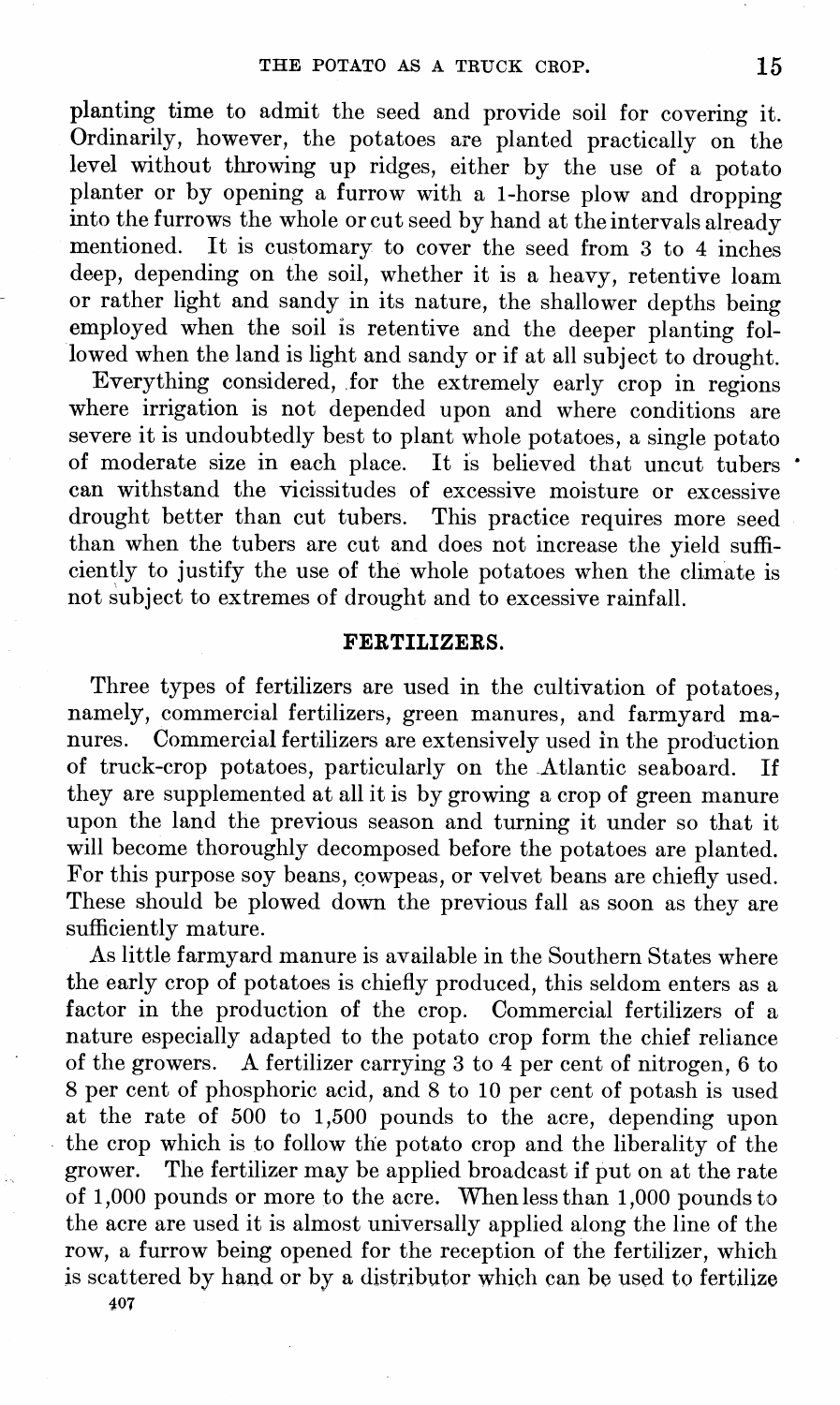planting time to admit the seed and provide soil for covering it. Ordinarily, however, the potatoes are planted practically on the level without throwing up ridges, either by the use of a potato planter or by opening a furrow with a 1-horse plow and dropping into the furrows the whole or cut seed by hand at the intervals already mentioned. It is customary to cover the seed from 3 to 4 inches deep, depending on the soil, whether it is a heavy, retentive loam or rather light and sandy in its nature, the shallower depths being employed when the soil is retentive and the deeper planting followed when the land is light and sandy or if at all subject to drought.

Everything considered, for the extremely early crop in regions where irrigation is not depended upon and where conditions are severe it is undoubtedly best to plant whole potatoes, a single potato of moderate size in each place. It is believed that uncut tubers can withstand the vicissitudes of excessive moisture or excessive drought better than cut tubers. This practice requires more seed than when the tubers are cut and does not increase the yield sufficiently to justify the use of the whole potatoes when the climate is not subject to extremes of drought and to excessive rainfall.

## FERTILIZERS.

Three types of fertilizers are used in the cultivation of potatoes, namely, commercial fertilizers, green manures, and farmyard manures. Commercial fertilizers are extensively used in the production of truck-crop potatoes, particularly on the Atlantic seaboard. If they are supplemented at all it is by growing a crop of green manure upon the land the previous season and turning it under so that it will become thoroughly decomposed before the potatoes are planted. For this purpose soy beans, cowpeas, or velvet beans are chiefly used. These should be plowed down the previous fall as soon as they are sufficiently mature.

As little farmyard manure is available in the Southern States where the early crop of potatoes is chiefly produced, this seldom enters as a factor in the production of the crop. Commercial fertilizers of a nature especially adapted to the potato crop form the chief reliance of the growers. A fertilizer carrying 3 to 4 per cent of nitrogen, 6 to 8 per cent of phosphoric acid, and 8 to 10 per cent of potash is used at the rate of 500 to 1,500 pounds to the acre, depending upon the crop which is to follow the potato crop and the liberality of the grower. The fertilizer may be applied broadcast if put on at the rate of 1,000 pounds or more to the acre. When less than 1,000 pounds to the acre are used it is almost universally applied along the line of the row, a furrow being opened for the reception of the fertilizer, which is scattered by hand or by a distributor which can be used to fertilize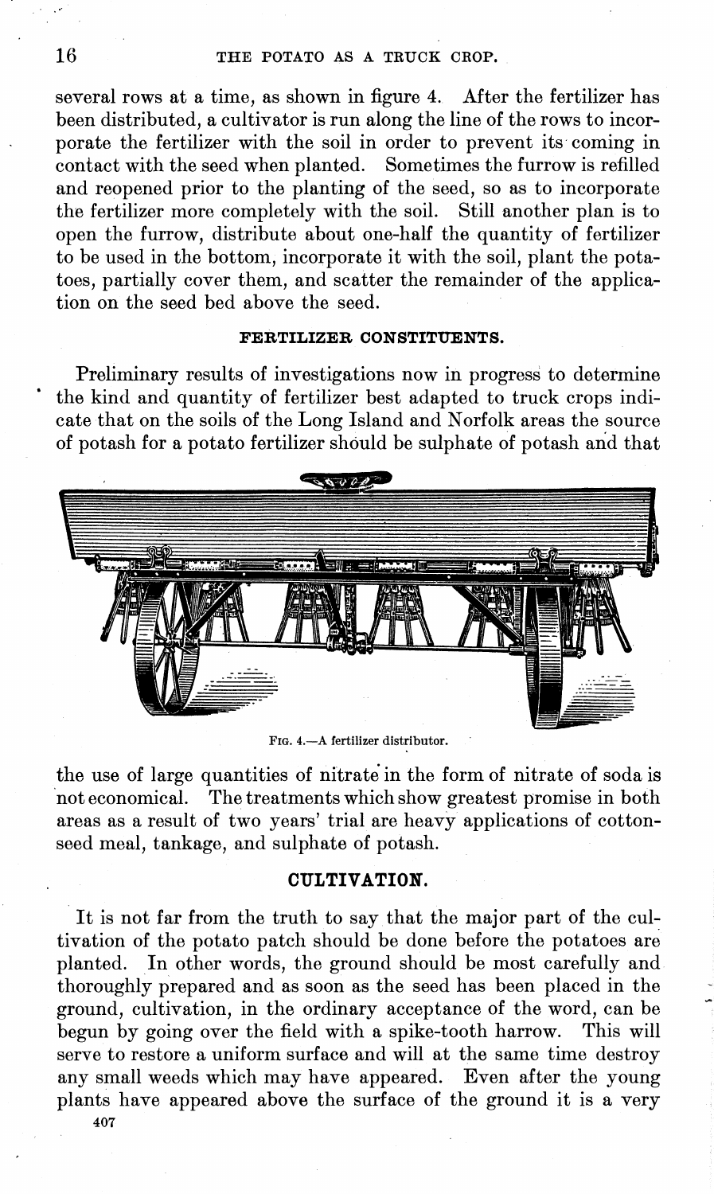several rows at a time, as shown in figure 4. After the fertilizer has been distributed, a cultivator is run along the line of the rows to incorporate the fertilizer with the soil in order to prevent its coming in contact with the seed when planted. Sometimes the furrow is refilled and reopened prior to the planting of the seed, so as to incorporate the fertilizer more completely with the soil. Still another plan is to open the furrow, distribute about one-half the quantity of fertilizer to be used in the bottom, incorporate it with the soil, plant the potatoes, partially cover them, and scatter the remainder of the application on the seed bed above the seed.

## FERTILIZER CONSTITUENTS.

Preliminary results of investigations now in progress to determine the kind and quantity of fertilizer best adapted to truck crops indicate that on the soils of the Long Island and Norfolk areas the source of potash for a potato fertilizer should be sulphate of potash and that the use of large quantities of nitrate in the form of nitrate of soda is not economical. The treatments which show greatest promise in both areas as a result of two years' trial are heavy applications of cottonseed meal, tankage, and sulphate of potash.

Fig. 4.—A fertilizer distributor.

## CULTIVATION.

It is not far from the truth to say that the major part of the cultivation of the potato patch should be done before the potatoes are planted. In other words, the ground should be most carefully and thoroughly prepared and as soon as the seed has been placed in the ground, cultivation, in the ordinary acceptance of the word, can be begun by going over the field with a spike-tooth harrow. This will serve to restore a uniform surface and will at the same time destroy any small weeds which may have appeared. Even after the young plants have appeared above the surface of the ground it is a very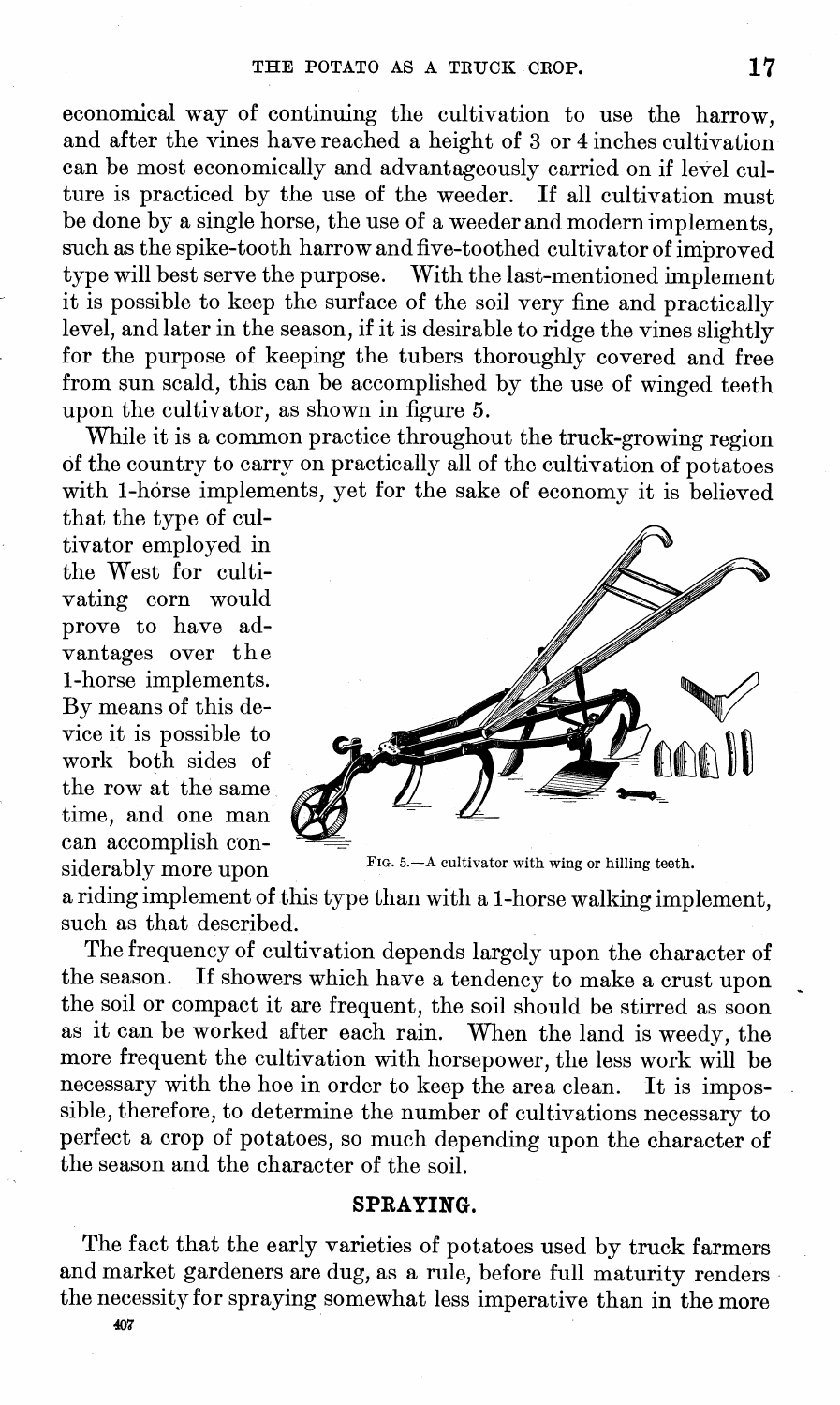economical way of continuing the cultivation to use the harrow, and after the vines have reached a height of 3 or 4 inches cultivation can be most economically and advantageously carried on if level culture is practiced by the use of the weeder. If all cultivation must be done by a single horse, the use of a weeder and modern implements, such as the spike-tooth harrow and five-toothed cultivator of improved type will best serve the purpose. With the last-mentioned implement it is possible to keep the surface of the soil very fine and practically level, and later in the season, if it is desirable to ridge the vines slightly for the purpose of keeping the tubers thoroughly covered and free from sun scald, this can be accomplished by the use of winged teeth upon the cultivator, as shown in figure 5.

While it is a common practice throughout the truck-growing region of the country to carry on practically all of the cultivation of potatoes with 1-horse implements, yet for the sake of economy it is believed that the type of cultivator employed in the West for cultivating corn would prove to have advantages over the 1-horse implements. By means of this device it is possible to work both sides of the row at the same time, and one man can accomplish considerably more upon a riding implement of this type than with a 1-horse walking implement, such as that described.

FIG. 5.—A cultivator with wing or hilling teeth.

The frequency of cultivation depends largely upon the character of the season. If showers which have a tendency to make a crust upon the soil or compact it are frequent, the soil should be stirred as soon as it can be worked after each rain. When the land is weedy, the more frequent the cultivation with horsepower, the less work will be necessary with the hoe in order to keep the area clean. It is impossible, therefore, to determine the number of cultivations necessary to perfect a crop of potatoes, so much depending upon the character of the season and the character of the soil.

## SPRAYING.

The fact that the early varieties of potatoes used by truck farmers and market gardeners are dug, as a rule, before full maturity renders the necessity for spraying somewhat less imperative than in the more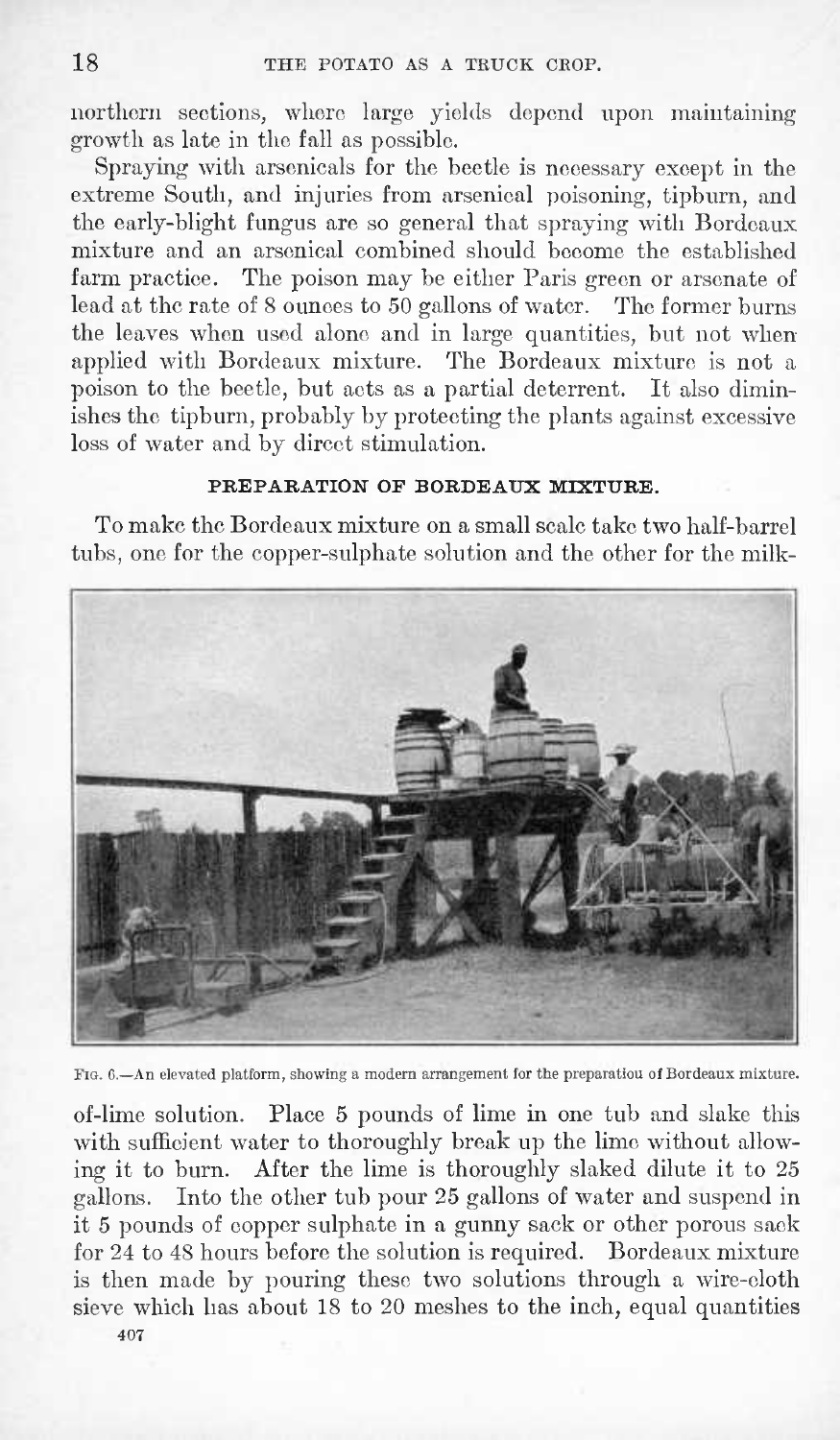northern sections, where large yields depend upon maintaining growth as late in the fall as possible.

Spraying with arsenicals for the beetle is necessary except in the extreme South, and injuries from arsenical poisoning, tipburn, and the early-blight fungus are so general that spraying with Bordeaux mixture and an arsenical combined should become the established farm practice. The poison may be either Paris green or arsenate of lead at the rate of 8 ounces to 50 gallons of water. The former burns the leaves when used alone and in large quantities, but not when applied with Bordeaux mixture. The Bordeaux mixture is not a poison to the beetle, but acts as a partial deterrent. It also diminishes the tipburn, probably by protecting the plants against excessive loss of water and by direct stimulation.

## PREPARATION OF BORDEAUX MIXTURE.

To make the Bordeaux mixture on a small scale take two half-barrel tubs, one for the copper-sulphate solution and the other for the milk-

Fig. 6.—An elevated platform, showing a modern arrangement for the preparation of Bordeaux mixture.

of-lime solution. Place 5 pounds of lime in one tub and slake this with sufficient water to thoroughly break up the lime without allowing it to burn. After the lime is thoroughly slaked dilute it to 25 gallons. Into the other tub pour 25 gallons of water and suspend in it 5 pounds of copper sulphate in a gunny sack or other porous sack for 24 to 48 hours before the solution is required. Bordeaux mixture is then made by pouring these two solutions through a wire-cloth sieve which has about 18 to 20 meshes to the inch, equal quantities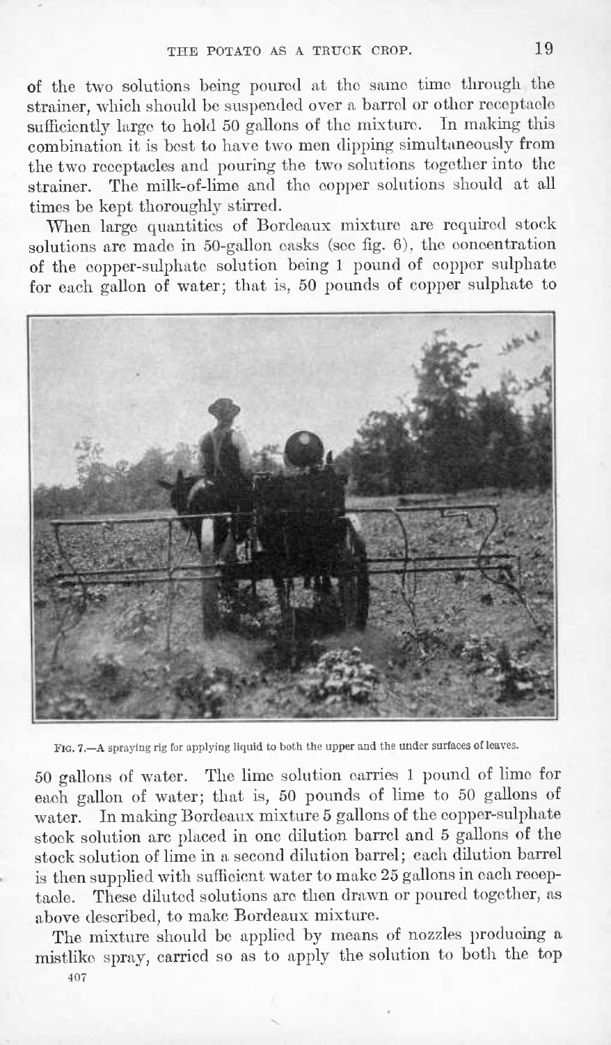of the two solutions being poured at the same time through the strainer, which should be suspended over a barrel or other receptacle sufficiently large to hold 50 gallons of the mixture. In making this combination it is best to have two men dipping simultaneously from the two receptacles and pouring the two solutions together into the strainer. The milk-of-lime and the copper solutions should at all times be kept thoroughly stirred.

When large quantities of Bordeaux mixture are required stock solutions are made in 50-gallon casks (see fig. 6), the concentration of the copper-sulphate solution being 1 pound of copper sulphate for each gallon of water; that is, 50 pounds of copper sulphate to

FIG. 7.—A spraying rig for applying liquid to both the upper and the under surfaces of leaves.

50 gallons of water. The lime solution carries 1 pound of lime for each gallon of water; that is, 50 pounds of lime to 50 gallons of water. In making Bordeaux mixture 5 gallons of the copper-sulphate stock solution are placed in one dilution barrel and 5 gallons of the stock solution of lime in a second dilution barrel; each dilution barrel is then supplied with sufficient water to make 25 gallons in each receptacle. These diluted solutions are then drawn or poured together, as above described, to make Bordeaux mixture.

The mixture should be applied by means of nozzles producing a mistlike spray, carried so as to apply the solution to both the top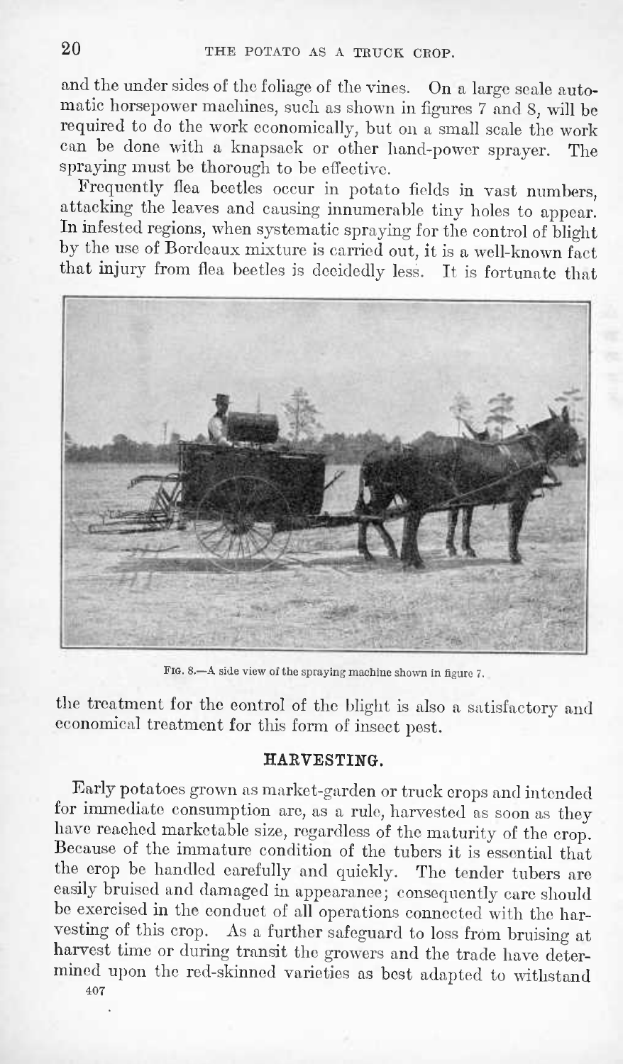and the under sides of the foliage of the vines. On a large scale automatic horsepower machines, such as shown in figures 7 and 8, will be required to do the work economically, but on a small scale the work can be done with a knapsack or other hand-power sprayer. The spraying must be thorough to be effective.

Frequently flea beetles occur in potato fields in vast numbers, attacking the leaves and causing innumerable tiny holes to appear. In infested regions, when systematic spraying for the control of blight by the use of Bordeaux mixture is carried out, it is a well-known fact that injury from flea beetles is decidedly less. It is fortunate that the treatment for the control of the blight is also a satisfactory and economical treatment for this form of insect pest.

FIG. 8.—A side view of the spraying machine shown in figure 7.

## HARVESTING.

Early potatoes grown as market-garden or truck crops and intended for immediate consumption are, as a rule, harvested as soon as they have reached marketable size, regardless of the maturity of the crop. Because of the immature condition of the tubers it is essential that the crop be handled carefully and quickly. The tender tubers are easily bruised and damaged in appearance; consequently care should be exercised in the conduct of all operations connected with the harvesting of this crop. As a further safeguard to loss from bruising at harvest time or during transit the growers and the trade have determined upon the red-skinned varieties as best adapted to withstand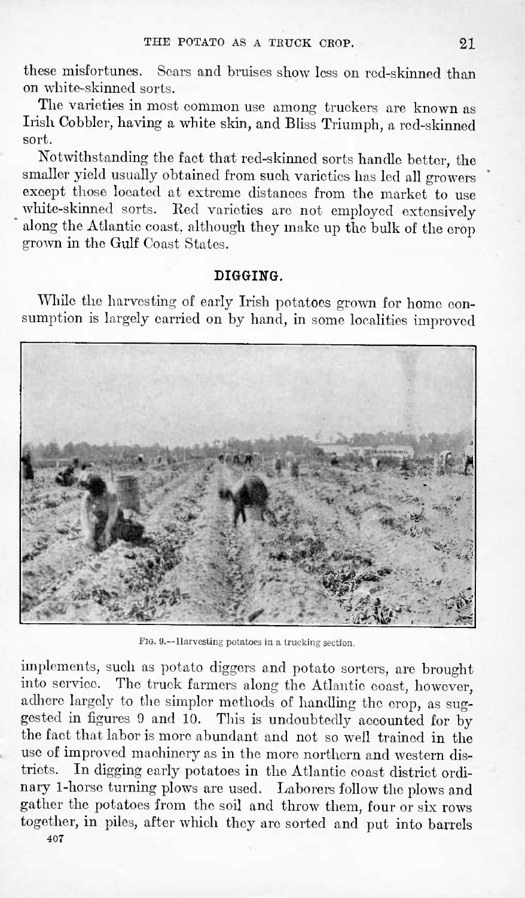these misfortunes. Scars and bruises show less on red-skinned than on white-skinned sorts.

The varieties in most common use among truckers are known as Irish Cobbler, having a white skin, and Bliss Triumph, a red-skinned sort.

Notwithstanding the fact that red-skinned sorts handle better, the smaller yield usually obtained from such varieties has led all growers except those located at extreme distances from the market to use white-skinned sorts. Red varieties are not employed extensively along the Atlantic coast, although they make up the bulk of the crop grown in the Gulf Coast States.

## DIGGING.

While the harvesting of early Irish potatoes grown for home consumption is largely carried on by hand, in some localities improved

FIG. 9.—Harvesting potatoes in a trucking section.

implements, such as potato diggers and potato sorters, are brought into service. The truck farmers along the Atlantic coast, however, adhere largely to the simpler methods of handling the crop, as suggested in figures 9 and 10. This is undoubtedly accounted for by the fact that labor is more abundant and not so well trained in the use of improved machinery as in the more northern and western districts. In digging early potatoes in the Atlantic coast district ordinary 1-horse turning plows are used. Laborers follow the plows and gather the potatoes from the soil and throw them, four or six rows together, in piles, after which they are sorted and put into barrels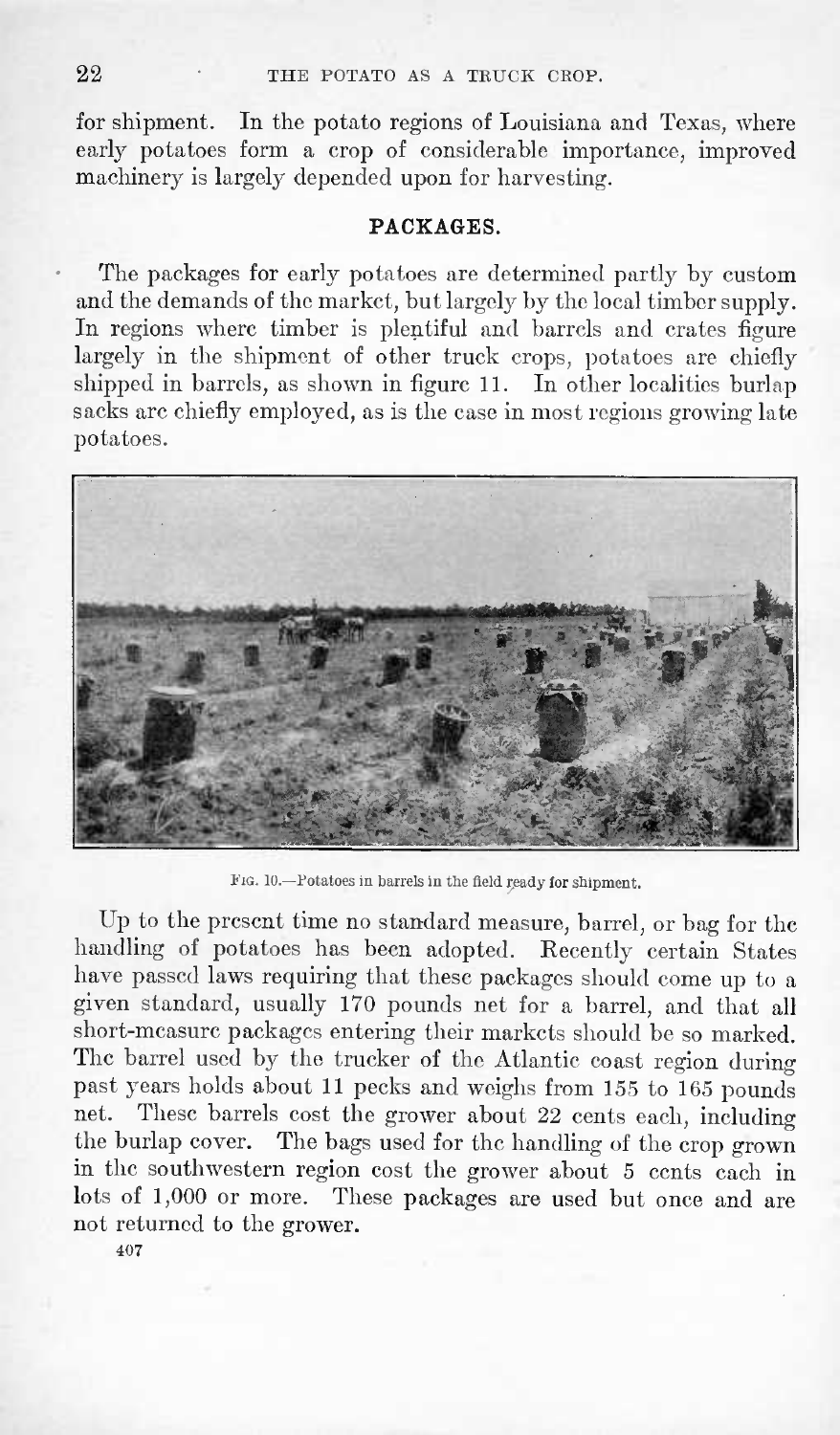for shipment. In the potato regions of Louisiana and Texas, where early potatoes form a crop of considerable importance, improved machinery is largely depended upon for harvesting.

## PACKAGES.

The packages for early potatoes are determined partly by custom and the demands of the market, but largely by the local timber supply. In regions where timber is plentiful and barrels and crates figure largely in the shipment of other truck crops, potatoes are chiefly shipped in barrels, as shown in figure 11. In other localities burlap sacks are chiefly employed, as is the case in most regions growing late potatoes.

FIG. 10.—Potatoes in barrels in the field ready for shipment.

Up to the present time no standard measure, barrel, or bag for the handling of potatoes has been adopted. Recently certain States have passed laws requiring that these packages should come up to a given standard, usually 170 pounds net for a barrel, and that all short-measure packages entering their markets should be so marked. The barrel used by the trucker of the Atlantic coast region during past years holds about 11 pecks and weighs from 155 to 165 pounds net. These barrels cost the grower about 22 cents each, including the burlap cover. The bags used for the handling of the crop grown in the southwestern region cost the grower about 5 cents each in lots of 1,000 or more. These packages are used but once and are not returned to the grower.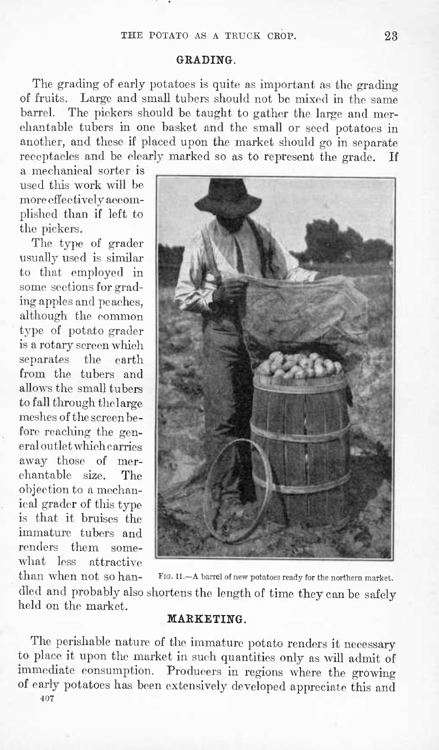## GRADING.

The grading of early potatoes is quite as important as the grading of fruits. Large and small tubers should not be mixed in the same barrel. The pickers should be taught to gather the large and merchantable tubers in one basket and the small or seed potatoes in another, and these if placed upon the market should go in separate receptacles and be clearly marked so as to represent the grade. If a mechanical sorter is used this work will be more effectively accomplished than if left to the pickers.

The type of grader usually used is similar to that employed in some sections for grading apples and peaches, although the common type of potato grader is a rotary screen which separates the earth from the tubers and allows the small tubers to fall through the large meshes of the screen before reaching the general outlet which carries away those of merchantable size. The objection to a mechanical grader of this type is that it bruises the immature tubers and renders them somewhat less attractive than when not so handled and probably also shortens the length of time they can be safely held on the market.

Fig. 11.—A barrel of new potatoes ready for the northern market.

## MARKETING.

The perishable nature of the immature potato renders it necessary to place it upon the market in such quantities only as will admit of immediate consumption. Producers in regions where the growing of early potatoes has been extensively developed appreciate this and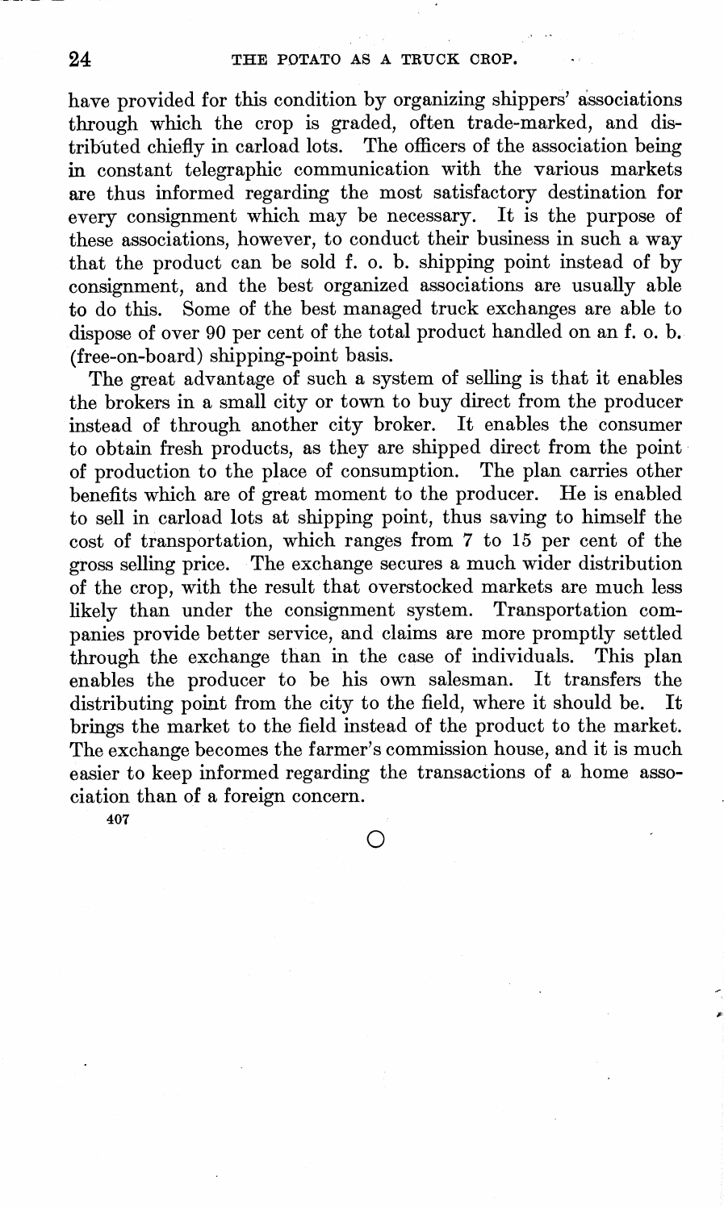have provided for this condition by organizing shippers' associations through which the crop is graded, often trade-marked, and distributed chiefly in carload lots. The officers of the association being in constant telegraphic communication with the various markets are thus informed regarding the most satisfactory destination for every consignment which may be necessary. It is the purpose of these associations, however, to conduct their business in such a way that the product can be sold f. o. b. shipping point instead of by consignment, and the best organized associations are usually able to do this. Some of the best managed truck exchanges are able to dispose of over 90 per cent of the total product handled on an f. o. b. (free-on-board) shipping-point basis.

The great advantage of such a system of selling is that it enables the brokers in a small city or town to buy direct from the producer instead of through another city broker. It enables the consumer to obtain fresh products, as they are shipped direct from the point of production to the place of consumption. The plan carries other benefits which are of great moment to the producer. He is enabled to sell in carload lots at shipping point, thus saving to himself the cost of transportation, which ranges from 7 to 15 per cent of the gross selling price. The exchange secures a much wider distribution of the crop, with the result that overstocked markets are much less likely than under the consignment system. Transportation companies provide better service, and claims are more promptly settled through the exchange than in the case of individuals. This plan enables the producer to be his own salesman. It transfers the distributing point from the city to the field, where it should be. It brings the market to the field instead of the product to the market. The exchange becomes the farmer's commission house, and it is much easier to keep informed regarding the transactions of a home association than of a foreign concern.

407